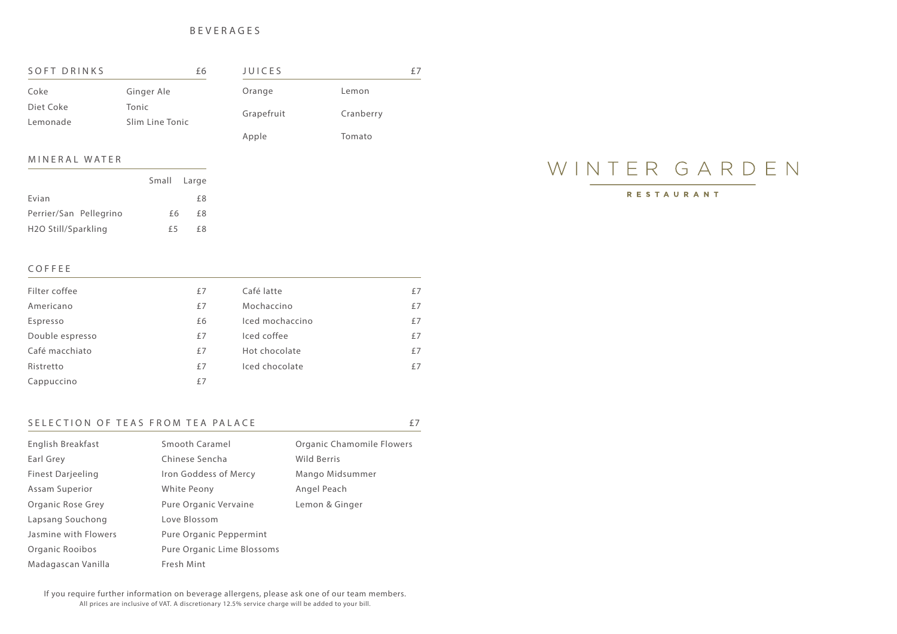# WINTER GARDEN

RESTAURANT

## BEVERAGES

### SOFT DRINKS £6

Coke
Diet Coke
Lemonade
Ginger Ale
Tonic
Slim Line Tonic

### JUICES £7

Orange
Grapefruit
Apple
Lemon
Cranberry
Tomato

### MINERAL WATER

| | Small | Large |
|---|---|---|
| Evian | | £8 |
| Perrier/San Pellegrino | £6 | £8 |
| H2O Still/Sparkling | £5 | £8 |

### COFFEE

| | |
|---|---|
| Filter coffee | £7 |
| Americano | £7 |
| Espresso | £6 |
| Double espresso | £7 |
| Café macchiato | £7 |
| Ristretto | £7 |
| Cappuccino | £7 |
| Café latte | £7 |
| Mochaccino | £7 |
| Iced mochaccino | £7 |
| Iced coffee | £7 |
| Hot chocolate | £7 |
| Iced chocolate | £7 |

### SELECTION OF TEAS FROM TEA PALACE £7

English Breakfast
Earl Grey
Finest Darjeeling
Assam Superior
Organic Rose Grey
Lapsang Souchong
Jasmine with Flowers
Organic Rooibos
Madagascan Vanilla
Smooth Caramel
Chinese Sencha
Iron Goddess of Mercy
White Peony
Pure Organic Vervaine
Love Blossom
Pure Organic Peppermint
Pure Organic Lime Blossoms
Fresh Mint
Organic Chamomile Flowers
Wild Berris
Mango Midsummer
Angel Peach
Lemon & Ginger

If you require further information on beverage allergens, please ask one of our team members.
All prices are inclusive of VAT. A discretionary 12.5% service charge will be added to your bill.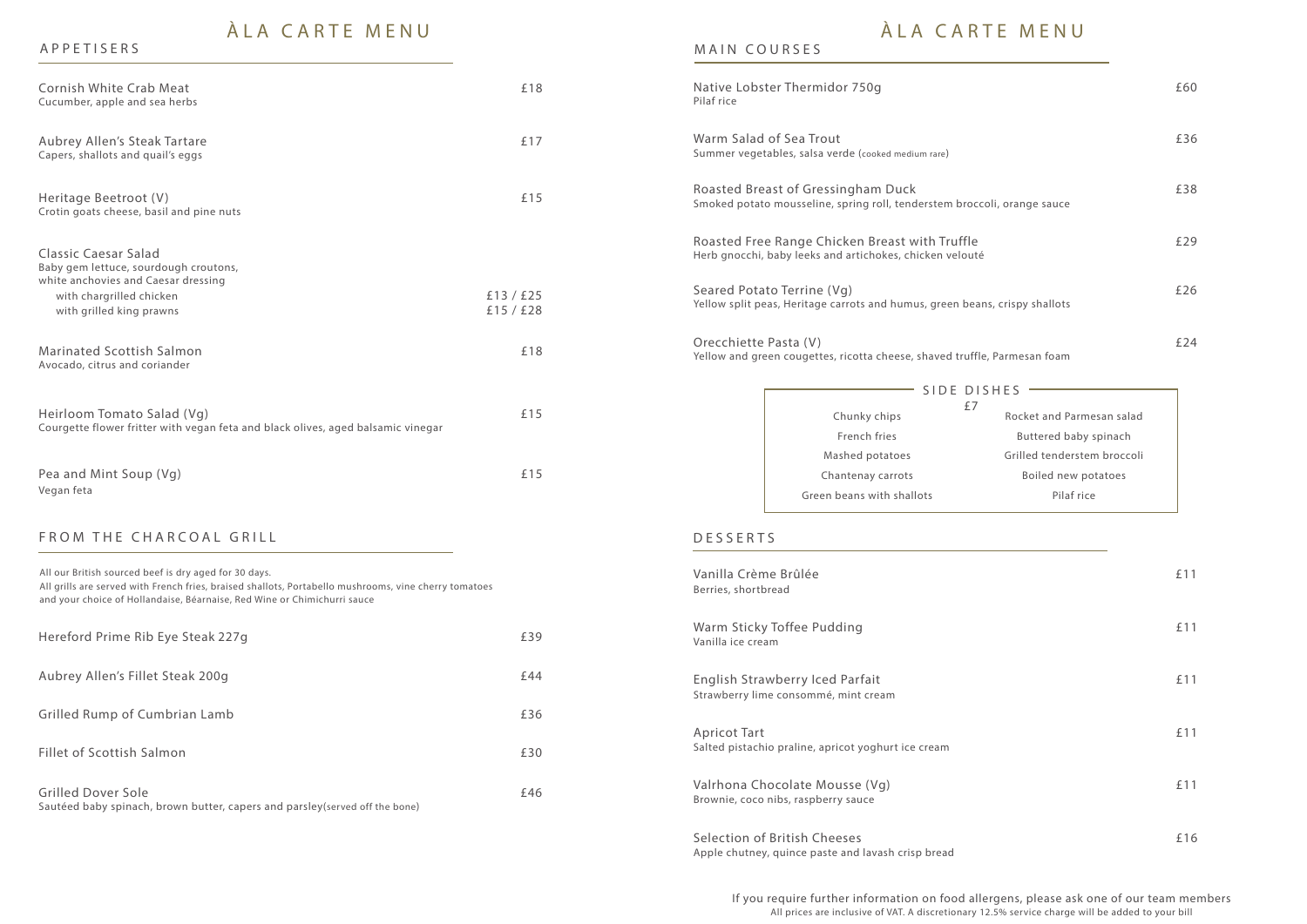# ÀLA CARTE MENU

## APPETISERS

**Cornish White Crab Meat** — £18
Cucumber, apple and sea herbs

**Aubrey Allen's Steak Tartare** — £17
Capers, shallots and quail's eggs

**Heritage Beetroot (V)** — £15
Crotin goats cheese, basil and pine nuts

**Classic Caesar Salad**
Baby gem lettuce, sourdough croutons,
white anchovies and Caesar dressing
- with chargrilled chicken — £13 / £25
- with grilled king prawns — £15 / £28

**Marinated Scottish Salmon** — £18
Avocado, citrus and coriander

**Heirloom Tomato Salad (Vg)** — £15
Courgette flower fritter with vegan feta and black olives, aged balsamic vinegar

**Pea and Mint Soup (Vg)** — £15
Vegan feta

## FROM THE CHARCOAL GRILL

All our British sourced beef is dry aged for 30 days.
All grills are served with French fries, braised shallots, Portabello mushrooms, vine cherry tomatoes and your choice of Hollandaise, Béarnaise, Red Wine or Chimichurri sauce

**Hereford Prime Rib Eye Steak 227g** — £39

**Aubrey Allen's Fillet Steak 200g** — £44

**Grilled Rump of Cumbrian Lamb** — £36

**Fillet of Scottish Salmon** — £30

**Grilled Dover Sole** — £46
Sautéed baby spinach, brown butter, capers and parsley(served off the bone)

# ÀLA CARTE MENU

## MAIN COURSES

**Native Lobster Thermidor 750g** — £60
Pilaf rice

**Warm Salad of Sea Trout** — £36
Summer vegetables, salsa verde (cooked medium rare)

**Roasted Breast of Gressingham Duck** — £38
Smoked potato mousseline, spring roll, tenderstem broccoli, orange sauce

**Roasted Free Range Chicken Breast with Truffle** — £29
Herb gnocchi, baby leeks and artichokes, chicken velouté

**Seared Potato Terrine (Vg)** — £26
Yellow split peas, Heritage carrots and humus, green beans, crispy shallots

**Orecchiette Pasta (V)** — £24
Yellow and green cougettes, ricotta cheese, shaved truffle, Parmesan foam

### SIDE DISHES
£7

| | |
|---|---|
| Chunky chips | Rocket and Parmesan salad |
| French fries | Buttered baby spinach |
| Mashed potatoes | Grilled tenderstem broccoli |
| Chantenay carrots | Boiled new potatoes |
| Green beans with shallots | Pilaf rice |

## DESSERTS

**Vanilla Crème Brûlée** — £11
Berries, shortbread

**Warm Sticky Toffee Pudding** — £11
Vanilla ice cream

**English Strawberry Iced Parfait** — £11
Strawberry lime consommé, mint cream

**Apricot Tart** — £11
Salted pistachio praline, apricot yoghurt ice cream

**Valrhona Chocolate Mousse (Vg)** — £11
Brownie, coco nibs, raspberry sauce

**Selection of British Cheeses** — £16
Apple chutney, quince paste and lavash crisp bread

If you require further information on food allergens, please ask one of our team members
All prices are inclusive of VAT. A discretionary 12.5% service charge will be added to your bill